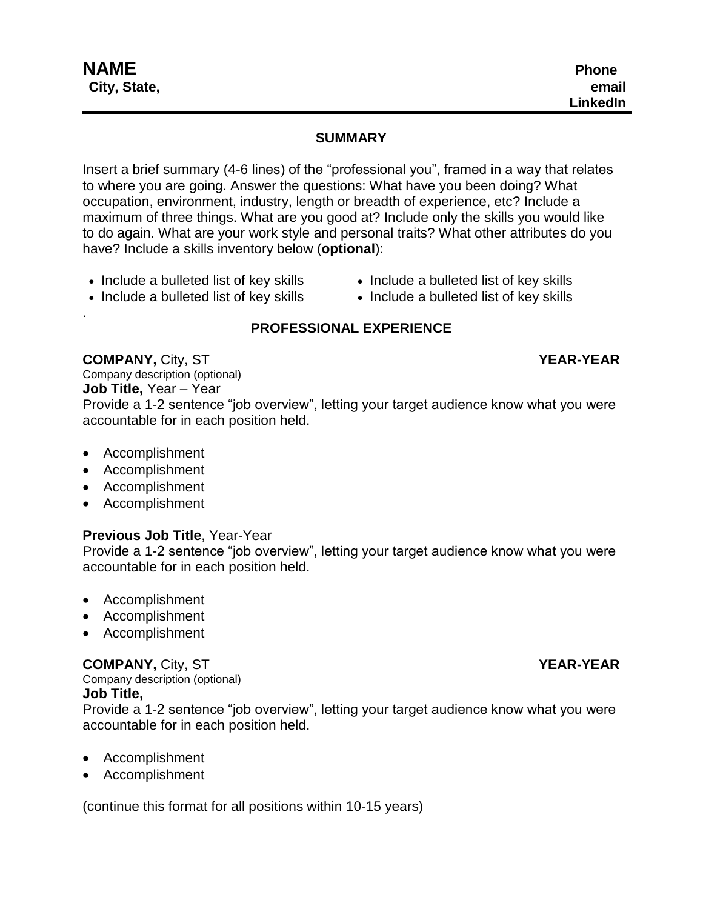# NAME

**City, State,**

**Phone**
**email**
**LinkedIn**

---

## SUMMARY

Insert a brief summary (4-6 lines) of the "professional you", framed in a way that relates to where you are going. Answer the questions: What have you been doing? What occupation, environment, industry, length or breadth of experience, etc? Include a maximum of three things. What are you good at? Include only the skills you would like to do again. What are your work style and personal traits? What other attributes do you have? Include a skills inventory below (**optional**):

- Include a bulleted list of key skills
- Include a bulleted list of key skills
- Include a bulleted list of key skills
- Include a bulleted list of key skills

.

## PROFESSIONAL EXPERIENCE

**COMPANY,** City, ST **YEAR-YEAR**

Company description (optional)

**Job Title,** Year – Year

Provide a 1-2 sentence "job overview", letting your target audience know what you were accountable for in each position held.

- Accomplishment
- Accomplishment
- Accomplishment
- Accomplishment

**Previous Job Title**, Year-Year

Provide a 1-2 sentence "job overview", letting your target audience know what you were accountable for in each position held.

- Accomplishment
- Accomplishment
- Accomplishment

**COMPANY,** City, ST **YEAR-YEAR**

Company description (optional)

**Job Title,**

Provide a 1-2 sentence "job overview", letting your target audience know what you were accountable for in each position held.

- Accomplishment
- Accomplishment

(continue this format for all positions within 10-15 years)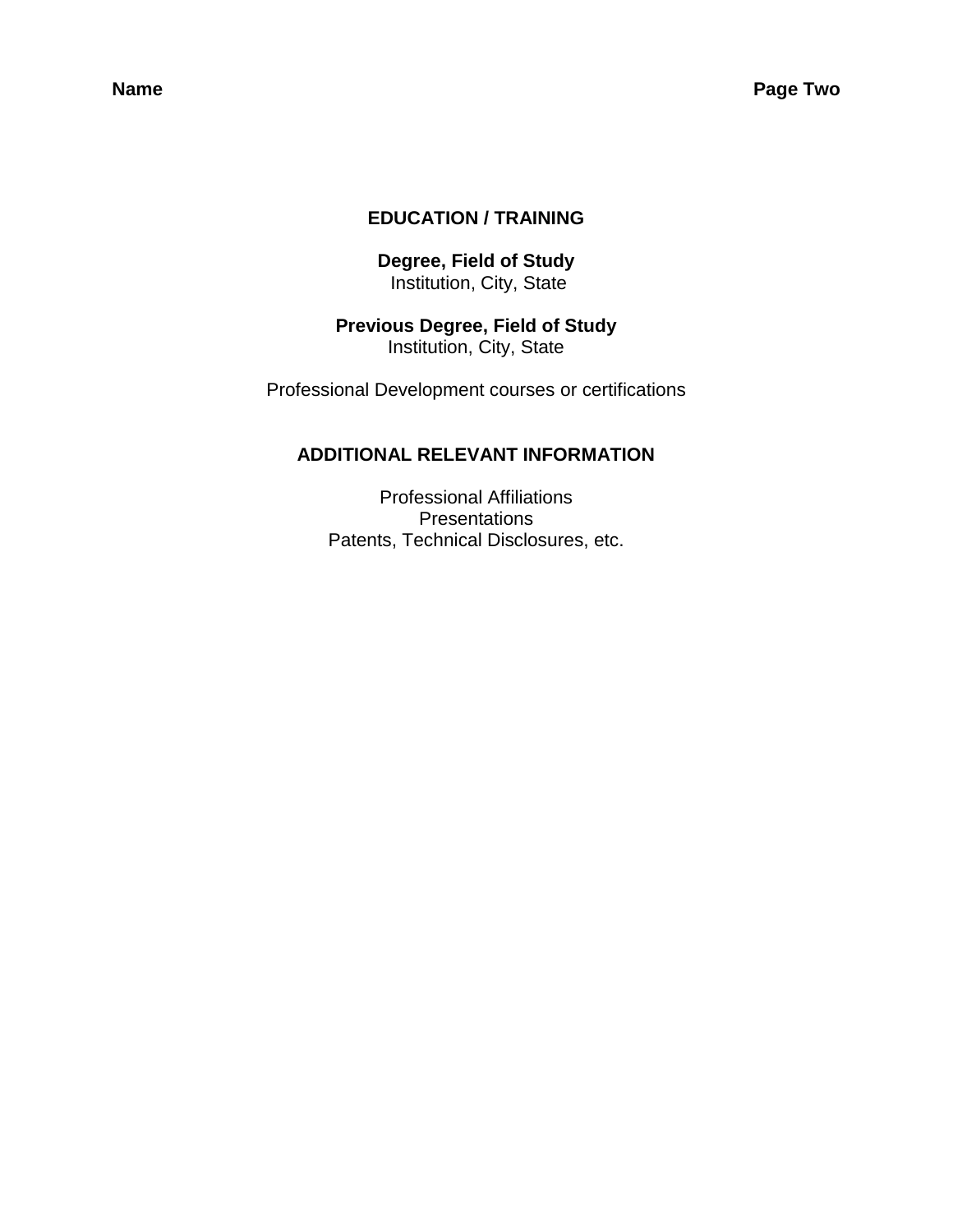## EDUCATION / TRAINING

**Degree, Field of Study**
Institution, City, State

**Previous Degree, Field of Study**
Institution, City, State

Professional Development courses or certifications

## ADDITIONAL RELEVANT INFORMATION

Professional Affiliations
Presentations
Patents, Technical Disclosures, etc.